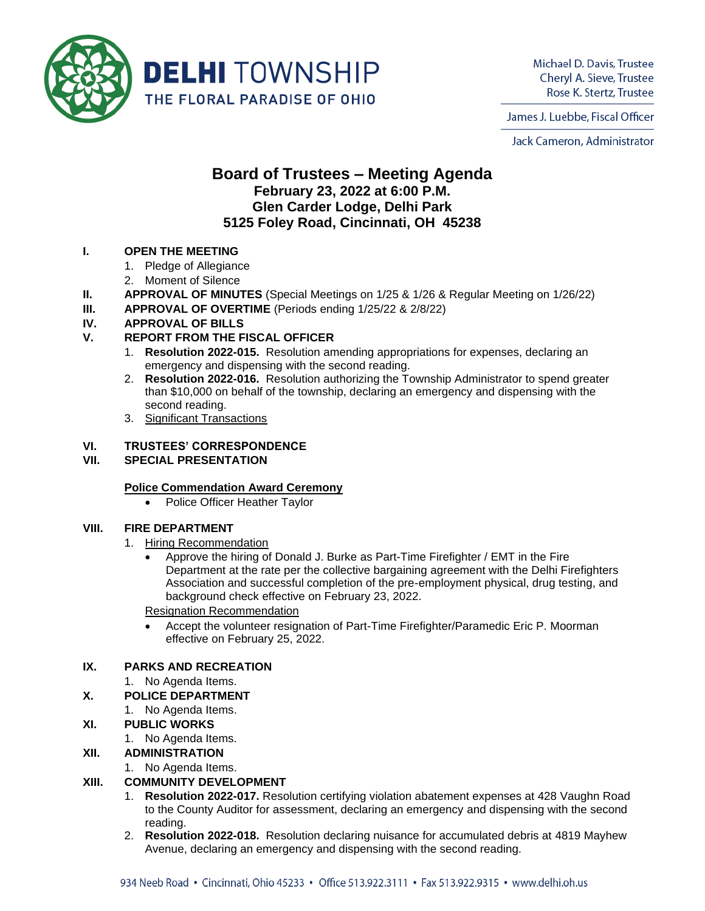DELHI TOWNSHIP
THE FLORAL PARADISE OF OHIO

Michael D. Davis, Trustee
Cheryl A. Sieve, Trustee
Rose K. Stertz, Trustee

James J. Luebbe, Fiscal Officer

Jack Cameron, Administrator

# Board of Trustees – Meeting Agenda

## February 23, 2022 at 6:00 P.M.
## Glen Carder Lodge, Delhi Park
## 5125 Foley Road, Cincinnati, OH 45238

**I. OPEN THE MEETING**

1. Pledge of Allegiance
2. Moment of Silence

**II. APPROVAL OF MINUTES** (Special Meetings on 1/25 & 1/26 & Regular Meeting on 1/26/22)

**III. APPROVAL OF OVERTIME** (Periods ending 1/25/22 & 2/8/22)

**IV. APPROVAL OF BILLS**

**V. REPORT FROM THE FISCAL OFFICER**

1. **Resolution 2022-015.** Resolution amending appropriations for expenses, declaring an emergency and dispensing with the second reading.
2. **Resolution 2022-016.** Resolution authorizing the Township Administrator to spend greater than $10,000 on behalf of the township, declaring an emergency and dispensing with the second reading.
3. <u>Significant Transactions</u>

**VI. TRUSTEES' CORRESPONDENCE**

**VII. SPECIAL PRESENTATION**

**<u>Police Commendation Award Ceremony</u>**

- Police Officer Heather Taylor

**VIII. FIRE DEPARTMENT**

1. <u>Hiring Recommendation</u>
   - Approve the hiring of Donald J. Burke as Part-Time Firefighter / EMT in the Fire Department at the rate per the collective bargaining agreement with the Delhi Firefighters Association and successful completion of the pre-employment physical, drug testing, and background check effective on February 23, 2022.

   <u>Resignation Recommendation</u>
   - Accept the volunteer resignation of Part-Time Firefighter/Paramedic Eric P. Moorman effective on February 25, 2022.

**IX. PARKS AND RECREATION**

1. No Agenda Items.

**X. POLICE DEPARTMENT**

1. No Agenda Items.

**XI. PUBLIC WORKS**

1. No Agenda Items.

**XII. ADMINISTRATION**

1. No Agenda Items.

**XIII. COMMUNITY DEVELOPMENT**

1. **Resolution 2022-017.** Resolution certifying violation abatement expenses at 428 Vaughn Road to the County Auditor for assessment, declaring an emergency and dispensing with the second reading.
2. **Resolution 2022-018.** Resolution declaring nuisance for accumulated debris at 4819 Mayhew Avenue, declaring an emergency and dispensing with the second reading.

934 Neeb Road • Cincinnati, Ohio 45233 • Office 513.922.3111 • Fax 513.922.9315 • www.delhi.oh.us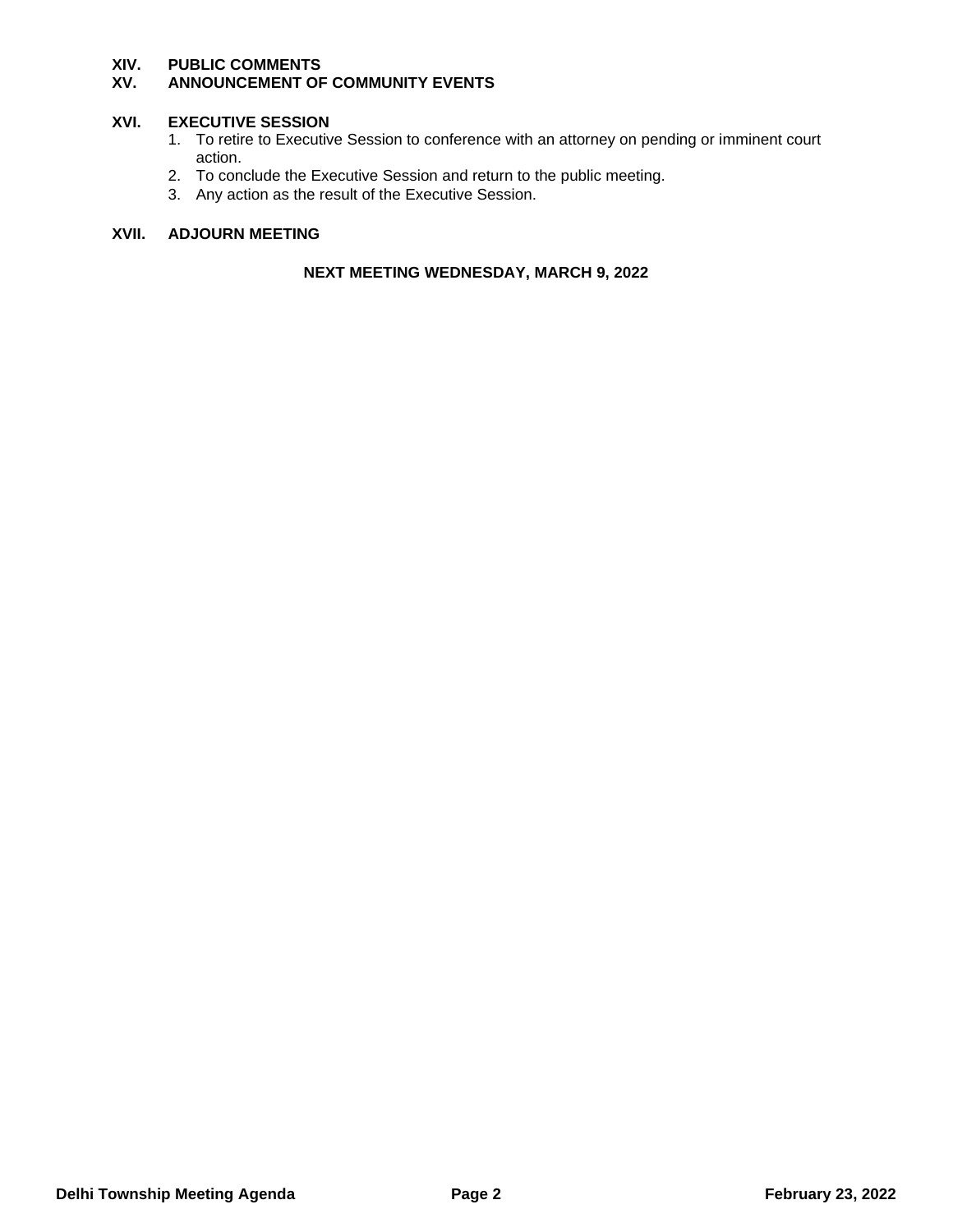## XIV. PUBLIC COMMENTS

## XV. ANNOUNCEMENT OF COMMUNITY EVENTS

## XVI. EXECUTIVE SESSION

1. To retire to Executive Session to conference with an attorney on pending or imminent court action.
2. To conclude the Executive Session and return to the public meeting.
3. Any action as the result of the Executive Session.

## XVII. ADJOURN MEETING

**NEXT MEETING WEDNESDAY, MARCH 9, 2022**